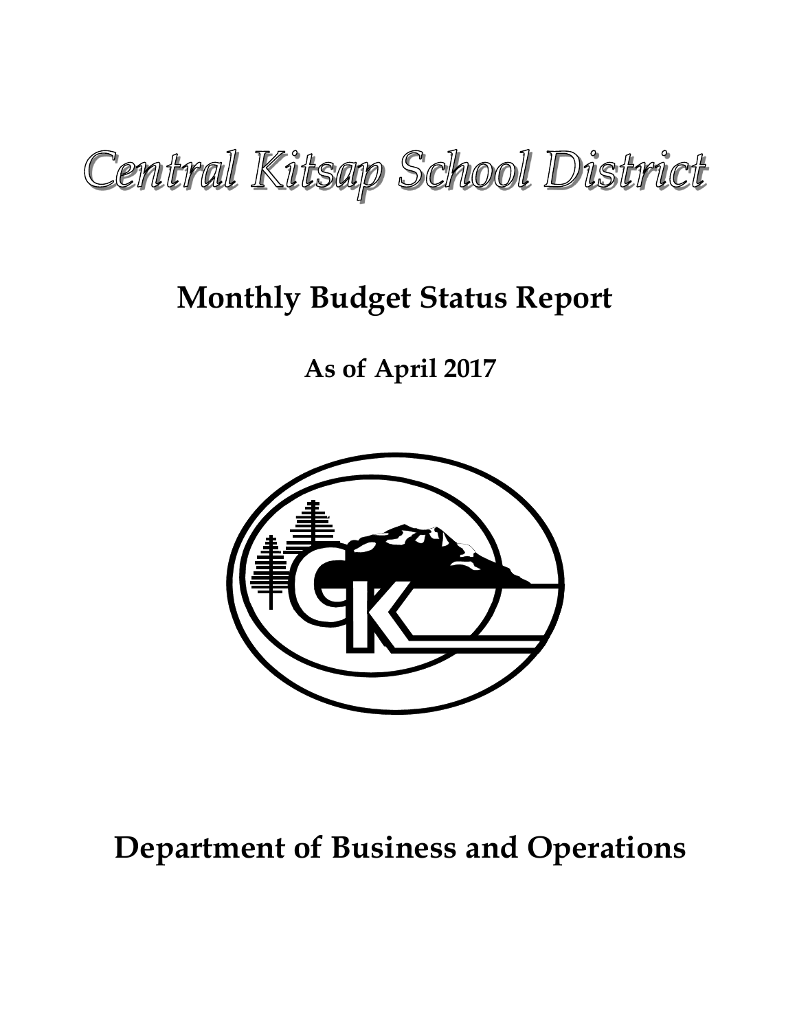# Central Kitsap School District

## Monthly Budget Status Report

### As of April 2017

## Department of Business and Operations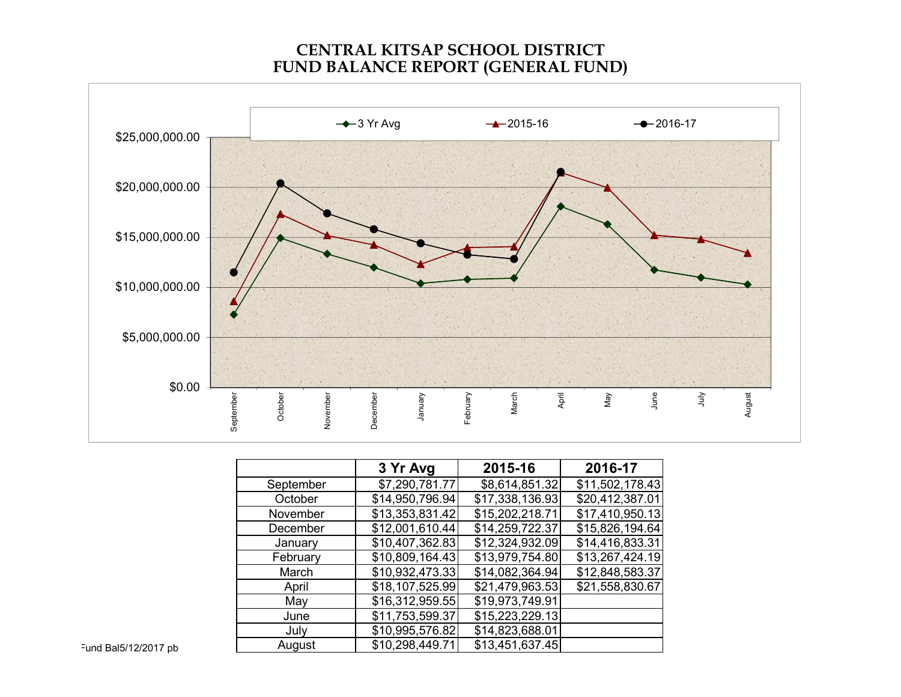# CENTRAL KITSAP SCHOOL DISTRICT
# FUND BALANCE REPORT (GENERAL FUND)

| | 3 Yr Avg | 2015-16 | 2016-17 |
|---|---|---|---|
| September | $7,290,781.77 | $8,614,851.32 | $11,502,178.43 |
| October | $14,950,796.94 | $17,338,136.93 | $20,412,387.01 |
| November | $13,353,831.42 | $15,202,218.71 | $17,410,950.13 |
| December | $12,001,610.44 | $14,259,722.37 | $15,826,194.64 |
| January | $10,407,362.83 | $12,324,932.09 | $14,416,833.31 |
| February | $10,809,164.43 | $13,979,754.80 | $13,267,424.19 |
| March | $10,932,473.33 | $14,082,364.94 | $12,848,583.37 |
| April | $18,107,525.99 | $21,479,963.53 | $21,558,830.67 |
| May | $16,312,959.55 | $19,973,749.91 | |
| June | $11,753,599.37 | $15,223,229.13 | |
| July | $10,995,576.82 | $14,823,688.01 | |
| August | $10,298,449.71 | $13,451,637.45 | |

Fund Bal5/12/2017 pb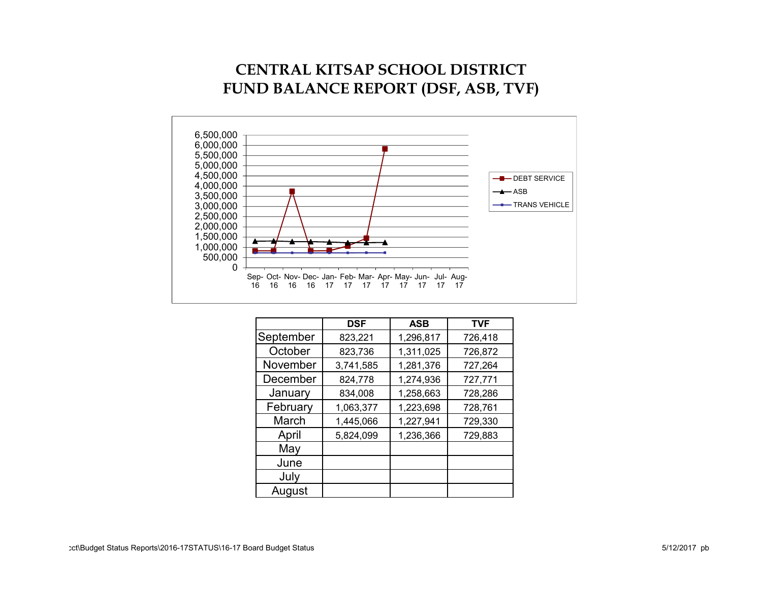# CENTRAL KITSAP SCHOOL DISTRICT
# FUND BALANCE REPORT (DSF, ASB, TVF)

| | DSF | ASB | TVF |
|---|---|---|---|
| September | 823,221 | 1,296,817 | 726,418 |
| October | 823,736 | 1,311,025 | 726,872 |
| November | 3,741,585 | 1,281,376 | 727,264 |
| December | 824,778 | 1,274,936 | 727,771 |
| January | 834,008 | 1,258,663 | 728,286 |
| February | 1,063,377 | 1,223,698 | 728,761 |
| March | 1,445,066 | 1,227,941 | 729,330 |
| April | 5,824,099 | 1,236,366 | 729,883 |
| May | | | |
| June | | | |
| July | | | |
| August | | | |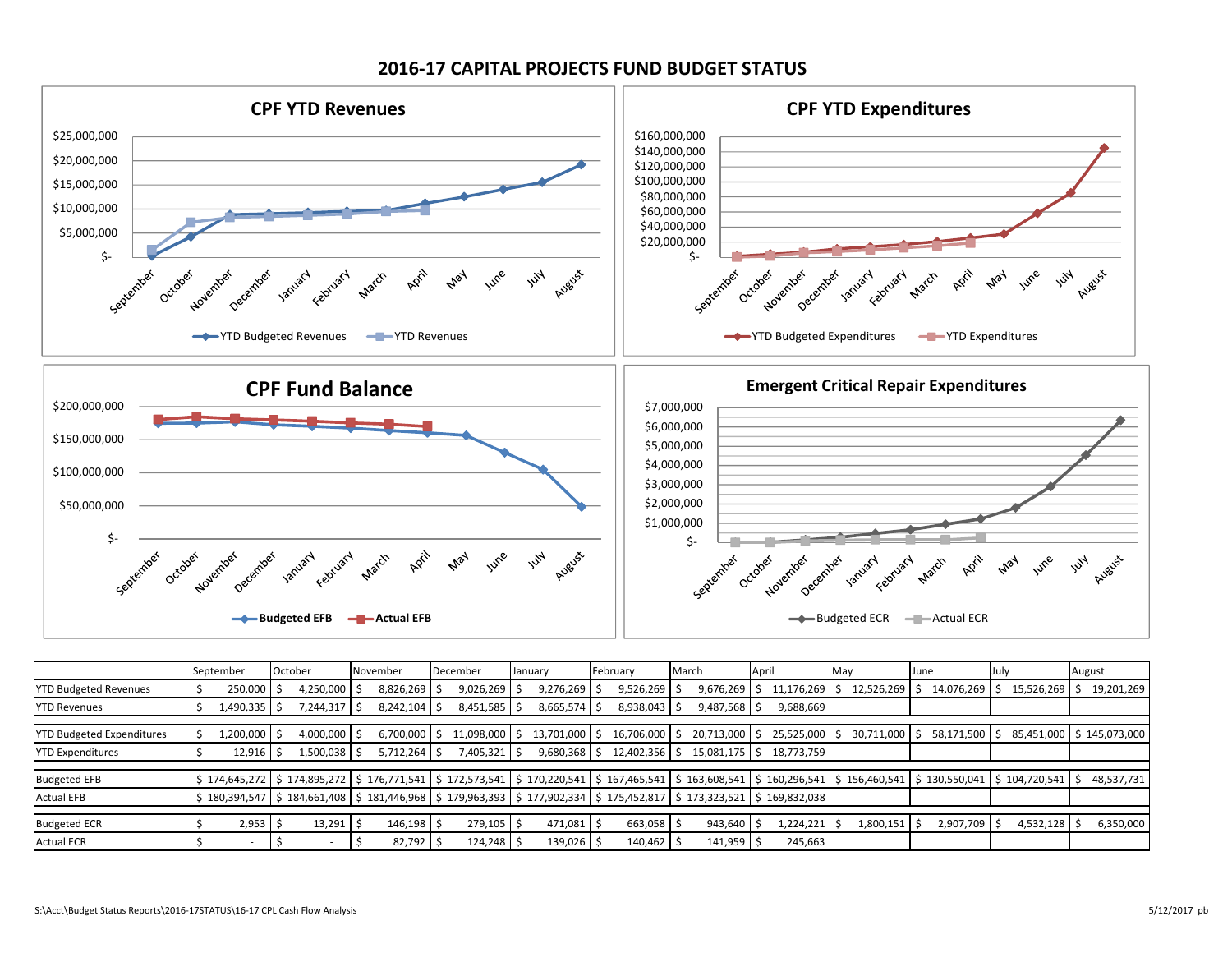# 2016-17 CAPITAL PROJECTS FUND BUDGET STATUS

## CPF YTD Revenues

## CPF YTD Expenditures

## CPF Fund Balance

## Emergent Critical Repair Expenditures

| | September | October | November | December | January | February | March | April | May | June | July | August |
|---|---|---|---|---|---|---|---|---|---|---|---|---|
| YTD Budgeted Revenues | $ 250,000 | $ 4,250,000 | $ 8,826,269 | $ 9,026,269 | $ 9,276,269 | $ 9,526,269 | $ 9,676,269 | $ 11,176,269 | $ 12,526,269 | $ 14,076,269 | $ 15,526,269 | $ 19,201,269 |
| YTD Revenues | $ 1,490,335 | $ 7,244,317 | $ 8,242,104 | $ 8,451,585 | $ 8,665,574 | $ 8,938,043 | $ 9,487,568 | $ 9,688,669 | | | | |
| | | | | | | | | | | | | |
| YTD Budgeted Expenditures | $ 1,200,000 | $ 4,000,000 | $ 6,700,000 | $ 11,098,000 | $ 13,701,000 | $ 16,706,000 | $ 20,713,000 | $ 25,525,000 | $ 30,711,000 | $ 58,171,500 | $ 85,451,000 | $ 145,073,000 |
| YTD Expenditures | $ 12,916 | $ 1,500,038 | $ 5,712,264 | $ 7,405,321 | $ 9,680,368 | $ 12,402,356 | $ 15,081,175 | $ 18,773,759 | | | | |
| | | | | | | | | | | | | |
| Budgeted EFB | $ 174,645,272 | $ 174,895,272 | $ 176,771,541 | $ 172,573,541 | $ 170,220,541 | $ 167,465,541 | $ 163,608,541 | $ 160,296,541 | $ 156,460,541 | $ 130,550,041 | $ 104,720,541 | $ 48,537,731 |
| Actual EFB | $ 180,394,547 | $ 184,661,408 | $ 181,446,968 | $ 179,963,393 | $ 177,902,334 | $ 175,452,817 | $ 173,323,521 | $ 169,832,038 | | | | |
| | | | | | | | | | | | | |
| Budgeted ECR | $ 2,953 | $ 13,291 | $ 146,198 | $ 279,105 | $ 471,081 | $ 663,058 | $ 943,640 | $ 1,224,221 | $ 1,800,151 | $ 2,907,709 | $ 4,532,128 | $ 6,350,000 |
| Actual ECR | $ - | $ - | $ 82,792 | $ 124,248 | $ 139,026 | $ 140,462 | $ 141,959 | $ 245,663 | | | | |

S:\Acct\Budget Status Reports\2016-17STATUS\16-17 CPL Cash Flow Analysis

5/12/2017 pb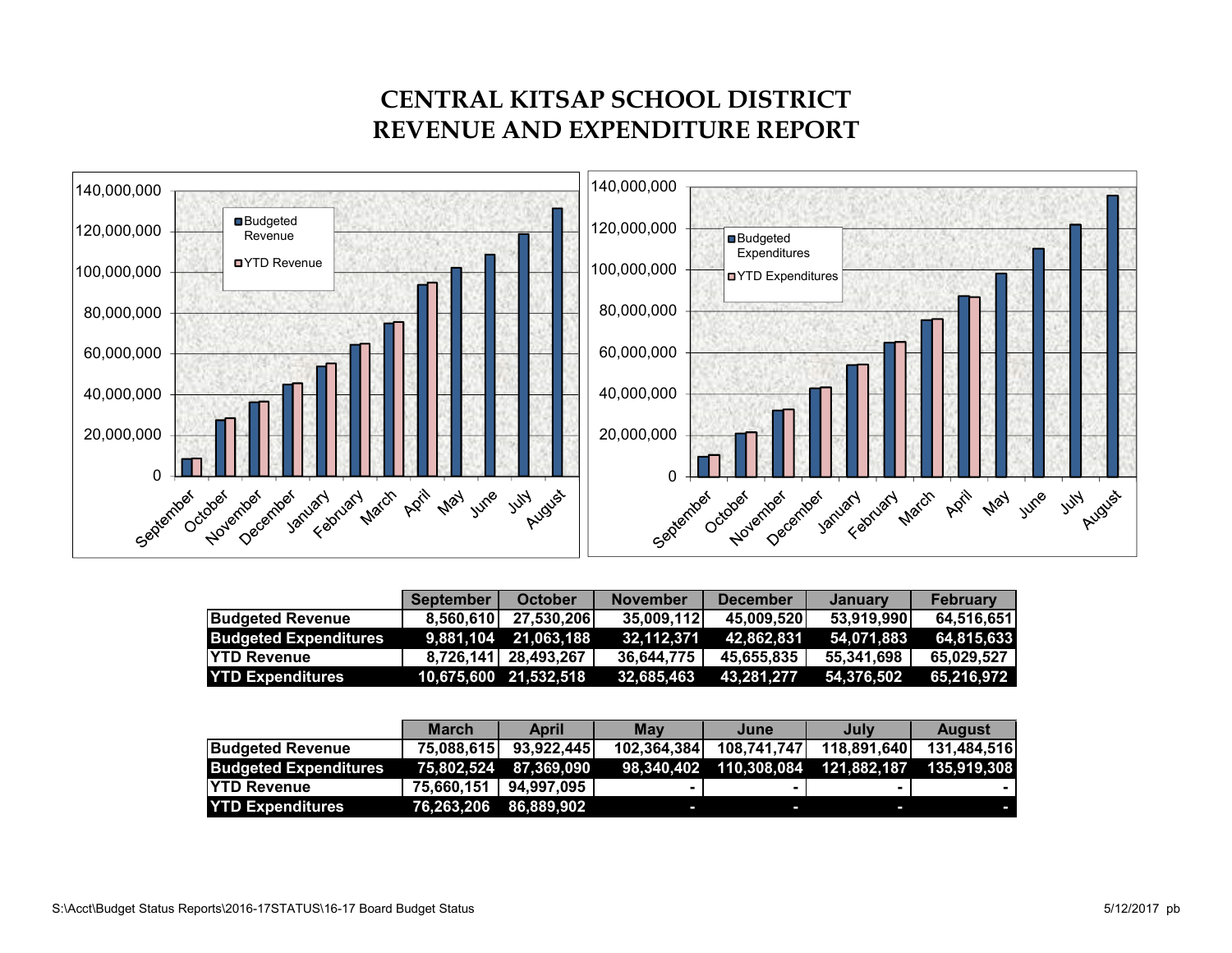# CENTRAL KITSAP SCHOOL DISTRICT
# REVENUE AND EXPENDITURE REPORT

| | September | October | November | December | January | February |
|---|---|---|---|---|---|---|
| Budgeted Revenue | 8,560,610 | 27,530,206 | 35,009,112 | 45,009,520 | 53,919,990 | 64,516,651 |
| Budgeted Expenditures | 9,881,104 | 21,063,188 | 32,112,371 | 42,862,831 | 54,071,883 | 64,815,633 |
| YTD Revenue | 8,726,141 | 28,493,267 | 36,644,775 | 45,655,835 | 55,341,698 | 65,029,527 |
| YTD Expenditures | 10,675,600 | 21,532,518 | 32,685,463 | 43,281,277 | 54,376,502 | 65,216,972 |

| | March | April | May | June | July | August |
|---|---|---|---|---|---|---|
| Budgeted Revenue | 75,088,615 | 93,922,445 | 102,364,384 | 108,741,747 | 118,891,640 | 131,484,516 |
| Budgeted Expenditures | 75,802,524 | 87,369,090 | 98,340,402 | 110,308,084 | 121,882,187 | 135,919,308 |
| YTD Revenue | 75,660,151 | 94,997,095 | - | - | - | - |
| YTD Expenditures | 76,263,206 | 86,889,902 | - | - | - | - |

S:\Acct\Budget Status Reports\2016-17STATUS\16-17 Board Budget Status 5/12/2017 pb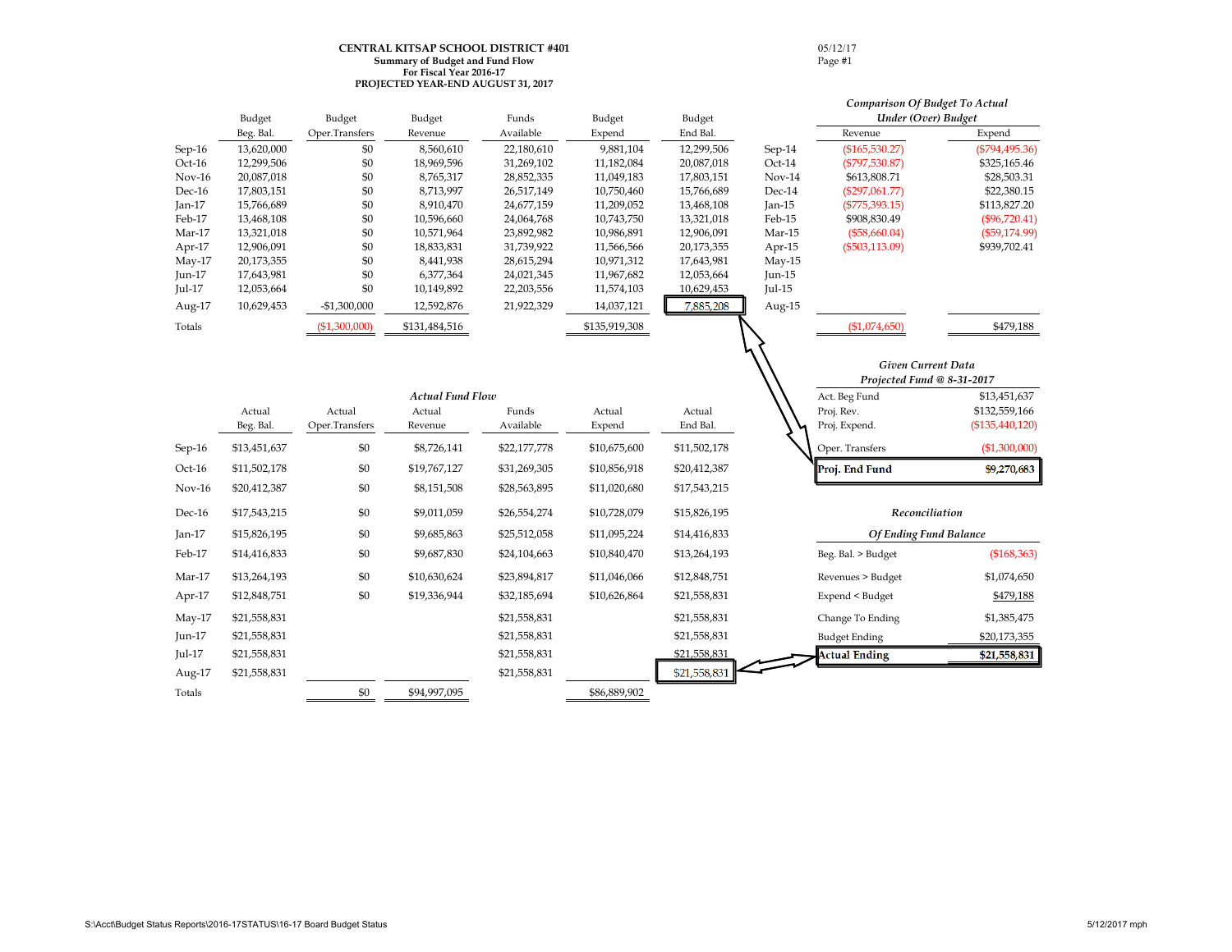# CENTRAL KITSAP SCHOOL DISTRICT #401

**Summary of Budget and Fund Flow**
**For Fiscal Year 2016-17**
**PROJECTED YEAR-END AUGUST 31, 2017**

05/12/17
Page #1

| | Budget Beg. Bal. | Budget Oper.Transfers | Budget Revenue | Funds Available | Budget Expend | Budget End Bal. |
|---|---|---|---|---|---|---|
| Sep-16 | 13,620,000 | $0 | 8,560,610 | 22,180,610 | 9,881,104 | 12,299,506 |
| Oct-16 | 12,299,506 | $0 | 18,969,596 | 31,269,102 | 11,182,084 | 20,087,018 |
| Nov-16 | 20,087,018 | $0 | 8,765,317 | 28,852,335 | 11,049,183 | 17,803,151 |
| Dec-16 | 17,803,151 | $0 | 8,713,997 | 26,517,149 | 10,750,460 | 15,766,689 |
| Jan-17 | 15,766,689 | $0 | 8,910,470 | 24,677,159 | 11,209,052 | 13,468,108 |
| Feb-17 | 13,468,108 | $0 | 10,596,660 | 24,064,768 | 10,743,750 | 13,321,018 |
| Mar-17 | 13,321,018 | $0 | 10,571,964 | 23,892,982 | 10,986,891 | 12,906,091 |
| Apr-17 | 12,906,091 | $0 | 18,833,831 | 31,739,922 | 11,566,566 | 20,173,355 |
| May-17 | 20,173,355 | $0 | 8,441,938 | 28,615,294 | 10,971,312 | 17,643,981 |
| Jun-17 | 17,643,981 | $0 | 6,377,364 | 24,021,345 | 11,967,682 | 12,053,664 |
| Jul-17 | 12,053,664 | $0 | 10,149,892 | 22,203,556 | 11,574,103 | 10,629,453 |
| Aug-17 | 10,629,453 | -$1,300,000 | 12,592,876 | 21,922,329 | 14,037,121 | 7,885,208 |
| Totals | | ($1,300,000) | $131,484,516 | | $135,919,308 | |

### *Comparison Of Budget To Actual*
### *Under (Over) Budget*

| | Revenue | Expend |
|---|---|---|
| Sep-14 | ($165,530.27) | ($794,495.36) |
| Oct-14 | ($797,530.87) | $325,165.46 |
| Nov-14 | $613,808.71 | $28,503.31 |
| Dec-14 | ($297,061.77) | $22,380.15 |
| Jan-15 | ($775,393.15) | $113,827.20 |
| Feb-15 | $908,830.49 | ($96,720.41) |
| Mar-15 | ($58,660.04) | ($59,174.99) |
| Apr-15 | ($503,113.09) | $939,702.41 |
| May-15 | | |
| Jun-15 | | |
| Jul-15 | | |
| Aug-15 | | |
| | ($1,074,650) | $479,188 |

### *Actual Fund Flow*

| | Actual Beg. Bal. | Actual Oper.Transfers | Actual Revenue | Funds Available | Actual Expend | Actual End Bal. |
|---|---|---|---|---|---|---|
| Sep-16 | $13,451,637 | $0 | $8,726,141 | $22,177,778 | $10,675,600 | $11,502,178 |
| Oct-16 | $11,502,178 | $0 | $19,767,127 | $31,269,305 | $10,856,918 | $20,412,387 |
| Nov-16 | $20,412,387 | $0 | $8,151,508 | $28,563,895 | $11,020,680 | $17,543,215 |
| Dec-16 | $17,543,215 | $0 | $9,011,059 | $26,554,274 | $10,728,079 | $15,826,195 |
| Jan-17 | $15,826,195 | $0 | $9,685,863 | $25,512,058 | $11,095,224 | $14,416,833 |
| Feb-17 | $14,416,833 | $0 | $9,687,830 | $24,104,663 | $10,840,470 | $13,264,193 |
| Mar-17 | $13,264,193 | $0 | $10,630,624 | $23,894,817 | $11,046,066 | $12,848,751 |
| Apr-17 | $12,848,751 | $0 | $19,336,944 | $32,185,694 | $10,626,864 | $21,558,831 |
| May-17 | $21,558,831 | | | $21,558,831 | | $21,558,831 |
| Jun-17 | $21,558,831 | | | $21,558,831 | | $21,558,831 |
| Jul-17 | $21,558,831 | | | $21,558,831 | | $21,558,831 |
| Aug-17 | $21,558,831 | | | $21,558,831 | | $21,558,831 |
| Totals | | $0 | $94,997,095 | | $86,889,902 | |

### *Given Current Data*
### *Projected Fund @ 8-31-2017*

| | |
|---|---|
| Act. Beg Fund | $13,451,637 |
| Proj. Rev. | $132,559,166 |
| Proj. Expend. | ($135,440,120) |
| Oper. Transfers | ($1,300,000) |
| **Proj. End Fund** | **$9,270,683** |

### *Reconciliation*
### *Of Ending Fund Balance*

| | |
|---|---|
| Beg. Bal. > Budget | ($168,363) |
| Revenues > Budget | $1,074,650 |
| Expend < Budget | $479,188 |
| Change To Ending | $1,385,475 |
| Budget Ending | $20,173,355 |
| **Actual Ending** | **$21,558,831** |

S:\Acct\Budget Status Reports\2016-17STATUS\16-17 Board Budget Status 5/12/2017 mph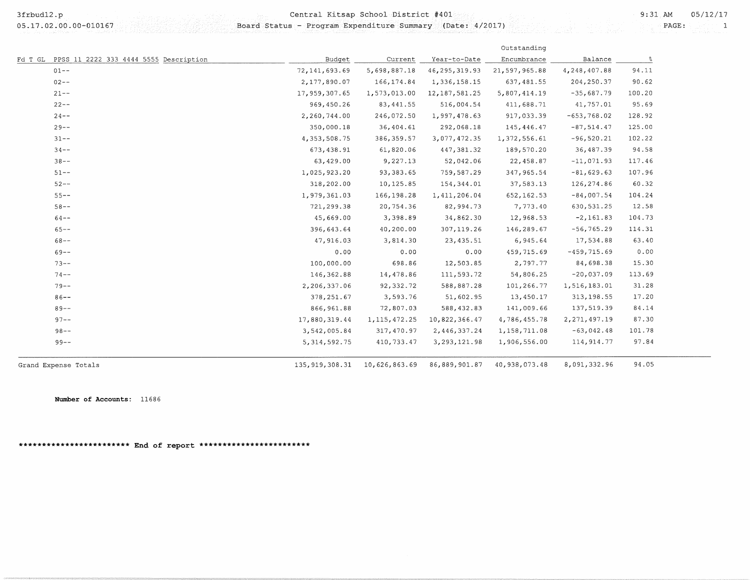# Central Kitsap School District #401

## Board Status - Program Expenditure Summary (Date: 4/2017)

3frbud12.p

05.17.02.00.00-010167

9:31 AM 05/12/17

| Fd T GL PPSS 11 2222 333 4444 5555 Description | Budget | Current | Year-to-Date | Outstanding Encumbrance | Balance | % |
|---|---|---|---|---|---|---|
| 01-- | 72,141,693.69 | 5,698,887.18 | 46,295,319.93 | 21,597,965.88 | 4,248,407.88 | 94.11 |
| 02-- | 2,177,890.07 | 166,174.84 | 1,336,158.15 | 637,481.55 | 204,250.37 | 90.62 |
| 21-- | 17,959,307.65 | 1,573,013.00 | 12,187,581.25 | 5,807,414.19 | -35,687.79 | 100.20 |
| 22-- | 969,450.26 | 83,441.55 | 516,004.54 | 411,688.71 | 41,757.01 | 95.69 |
| 24-- | 2,260,744.00 | 246,072.50 | 1,997,478.63 | 917,033.39 | -653,768.02 | 128.92 |
| 29-- | 350,000.18 | 36,404.61 | 292,068.18 | 145,446.47 | -87,514.47 | 125.00 |
| 31-- | 4,353,508.75 | 386,359.57 | 3,077,472.35 | 1,372,556.61 | -96,520.21 | 102.22 |
| 34-- | 673,438.91 | 61,820.06 | 447,381.32 | 189,570.20 | 36,487.39 | 94.58 |
| 38-- | 63,429.00 | 9,227.13 | 52,042.06 | 22,458.87 | -11,071.93 | 117.46 |
| 51-- | 1,025,923.20 | 93,383.65 | 759,587.29 | 347,965.54 | -81,629.63 | 107.96 |
| 52-- | 318,202.00 | 10,125.85 | 154,344.01 | 37,583.13 | 126,274.86 | 60.32 |
| 55-- | 1,979,361.03 | 166,198.28 | 1,411,206.04 | 652,162.53 | -84,007.54 | 104.24 |
| 58-- | 721,299.38 | 20,754.36 | 82,994.73 | 7,773.40 | 630,531.25 | 12.58 |
| 64-- | 45,669.00 | 3,398.89 | 34,862.30 | 12,968.53 | -2,161.83 | 104.73 |
| 65-- | 396,643.64 | 40,200.00 | 307,119.26 | 146,289.67 | -56,765.29 | 114.31 |
| 68-- | 47,916.03 | 3,814.30 | 23,435.51 | 6,945.64 | 17,534.88 | 63.40 |
| 69-- | 0.00 | 0.00 | 0.00 | 459,715.69 | -459,715.69 | 0.00 |
| 73-- | 100,000.00 | 698.86 | 12,503.85 | 2,797.77 | 84,698.38 | 15.30 |
| 74-- | 146,362.88 | 14,478.86 | 111,593.72 | 54,806.25 | -20,037.09 | 113.69 |
| 79-- | 2,206,337.06 | 92,332.72 | 588,887.28 | 101,266.77 | 1,516,183.01 | 31.28 |
| 86-- | 378,251.67 | 3,593.76 | 51,602.95 | 13,450.17 | 313,198.55 | 17.20 |
| 89-- | 866,961.88 | 72,807.03 | 588,432.83 | 141,009.66 | 137,519.39 | 84.14 |
| 97-- | 17,880,319.44 | 1,115,472.25 | 10,822,366.47 | 4,786,455.78 | 2,271,497.19 | 87.30 |
| 98-- | 3,542,005.84 | 317,470.97 | 2,446,337.24 | 1,158,711.08 | -63,042.48 | 101.78 |
| 99-- | 5,314,592.75 | 410,733.47 | 3,293,121.98 | 1,906,556.00 | 114,914.77 | 97.84 |
| Grand Expense Totals | 135,919,308.31 | 10,626,863.69 | 86,889,901.87 | 40,938,073.48 | 8,091,332.96 | 94.05 |

**Number of Accounts:** 11686

**\*\*\*\*\*\*\*\*\*\*\*\*\*\*\*\*\*\*\*\*\*\*\*\* End of report \*\*\*\*\*\*\*\*\*\*\*\*\*\*\*\*\*\*\*\*\*\*\*\***